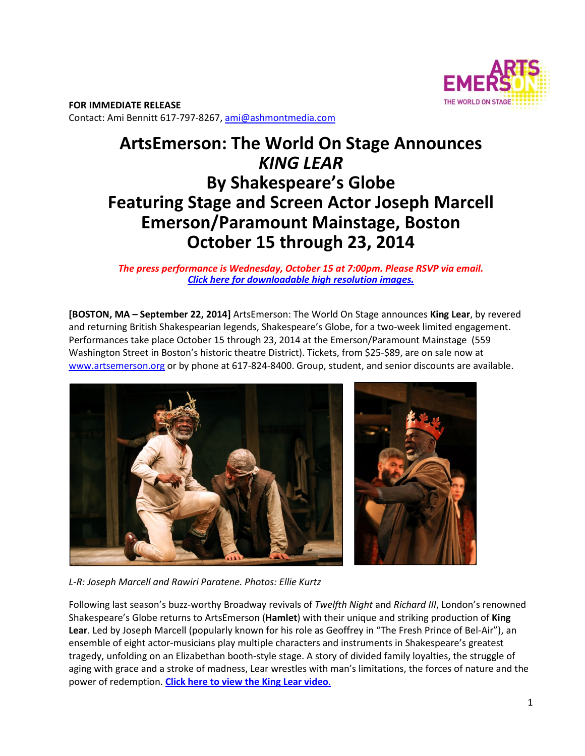**FOR IMMEDIATE RELEASE**
Contact: Ami Bennitt 617-797-8267, ami@ashmontmedia.com

# ArtsEmerson: The World On Stage Announces *KING LEAR* By Shakespeare's Globe Featuring Stage and Screen Actor Joseph Marcell Emerson/Paramount Mainstage, Boston October 15 through 23, 2014

***The press performance is Wednesday, October 15 at 7:00pm. Please RSVP via email.***
***Click here for downloadable high resolution images.***

**[BOSTON, MA – September 22, 2014]** ArtsEmerson: The World On Stage announces **King Lear**, by revered and returning British Shakespearian legends, Shakespeare's Globe, for a two-week limited engagement. Performances take place October 15 through 23, 2014 at the Emerson/Paramount Mainstage (559 Washington Street in Boston's historic theatre District). Tickets, from $25-$89, are on sale now at www.artsemerson.org or by phone at 617-824-8400. Group, student, and senior discounts are available.

*L-R: Joseph Marcell and Rawiri Paratene. Photos: Ellie Kurtz*

Following last season's buzz-worthy Broadway revivals of *Twelfth Night* and *Richard III*, London's renowned Shakespeare's Globe returns to ArtsEmerson (**Hamlet**) with their unique and striking production of **King Lear**. Led by Joseph Marcell (popularly known for his role as Geoffrey in "The Fresh Prince of Bel-Air"), an ensemble of eight actor-musicians play multiple characters and instruments in Shakespeare's greatest tragedy, unfolding on an Elizabethan booth-style stage. A story of divided family loyalties, the struggle of aging with grace and a stroke of madness, Lear wrestles with man's limitations, the forces of nature and the power of redemption. **Click here to view the King Lear video.**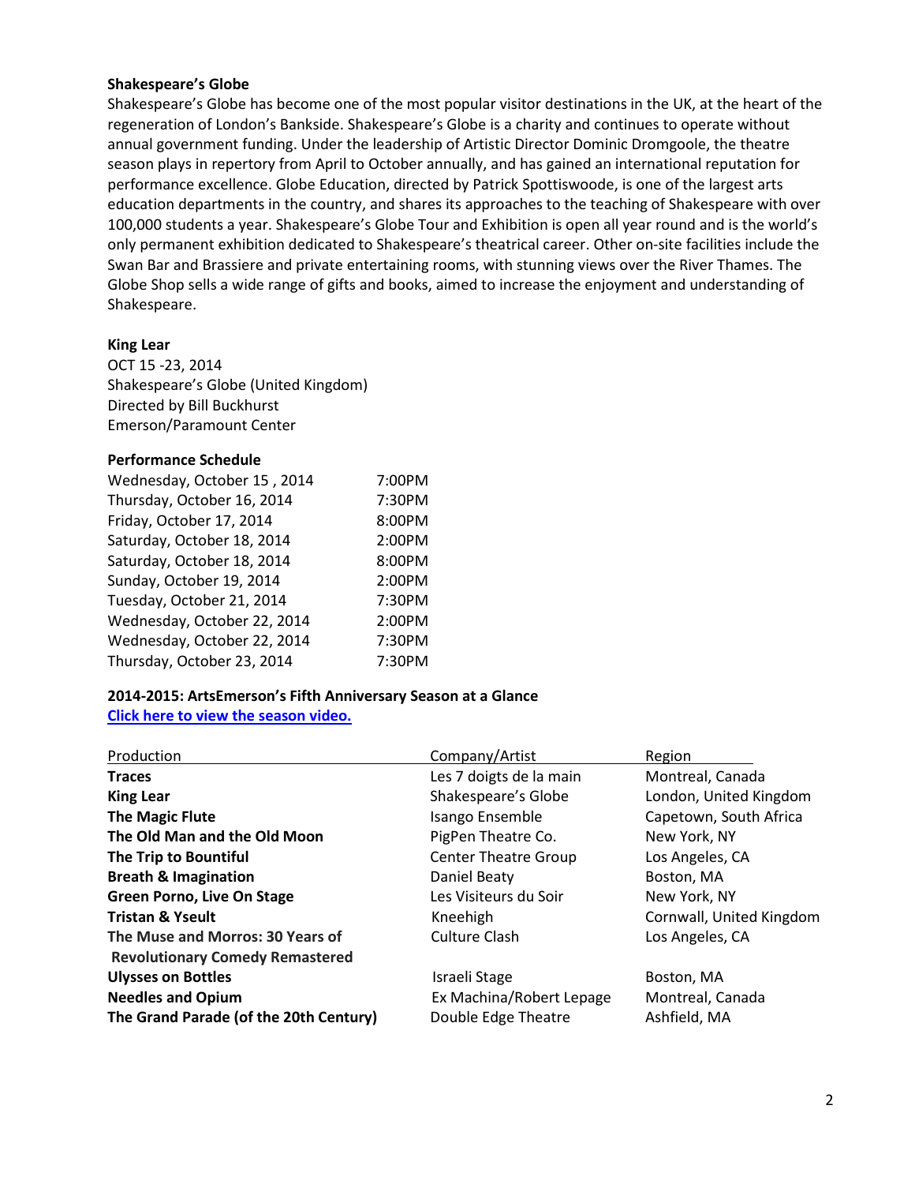**Shakespeare's Globe**

Shakespeare's Globe has become one of the most popular visitor destinations in the UK, at the heart of the regeneration of London's Bankside. Shakespeare's Globe is a charity and continues to operate without annual government funding. Under the leadership of Artistic Director Dominic Dromgoole, the theatre season plays in repertory from April to October annually, and has gained an international reputation for performance excellence. Globe Education, directed by Patrick Spottiswoode, is one of the largest arts education departments in the country, and shares its approaches to the teaching of Shakespeare with over 100,000 students a year. Shakespeare's Globe Tour and Exhibition is open all year round and is the world's only permanent exhibition dedicated to Shakespeare's theatrical career. Other on-site facilities include the Swan Bar and Brassiere and private entertaining rooms, with stunning views over the River Thames. The Globe Shop sells a wide range of gifts and books, aimed to increase the enjoyment and understanding of Shakespeare.

**King Lear**
OCT 15 -23, 2014
Shakespeare's Globe (United Kingdom)
Directed by Bill Buckhurst
Emerson/Paramount Center

**Performance Schedule**

| | |
|---|---|
| Wednesday, October 15 , 2014 | 7:00PM |
| Thursday, October 16, 2014 | 7:30PM |
| Friday, October 17, 2014 | 8:00PM |
| Saturday, October 18, 2014 | 2:00PM |
| Saturday, October 18, 2014 | 8:00PM |
| Sunday, October 19, 2014 | 2:00PM |
| Tuesday, October 21, 2014 | 7:30PM |
| Wednesday, October 22, 2014 | 2:00PM |
| Wednesday, October 22, 2014 | 7:30PM |
| Thursday, October 23, 2014 | 7:30PM |

**2014-2015: ArtsEmerson's Fifth Anniversary Season at a Glance**
**Click here to view the season video.**

| Production | Company/Artist | Region |
|---|---|---|
| **Traces** | Les 7 doigts de la main | Montreal, Canada |
| **King Lear** | Shakespeare's Globe | London, United Kingdom |
| **The Magic Flute** | Isango Ensemble | Capetown, South Africa |
| **The Old Man and the Old Moon** | PigPen Theatre Co. | New York, NY |
| **The Trip to Bountiful** | Center Theatre Group | Los Angeles, CA |
| **Breath & Imagination** | Daniel Beaty | Boston, MA |
| **Green Porno, Live On Stage** | Les Visiteurs du Soir | New York, NY |
| **Tristan & Yseult** | Kneehigh | Cornwall, United Kingdom |
| **The Muse and Morros: 30 Years of Revolutionary Comedy Remastered** | Culture Clash | Los Angeles, CA |
| **Ulysses on Bottles** | Israeli Stage | Boston, MA |
| **Needles and Opium** | Ex Machina/Robert Lepage | Montreal, Canada |
| **The Grand Parade (of the 20th Century)** | Double Edge Theatre | Ashfield, MA |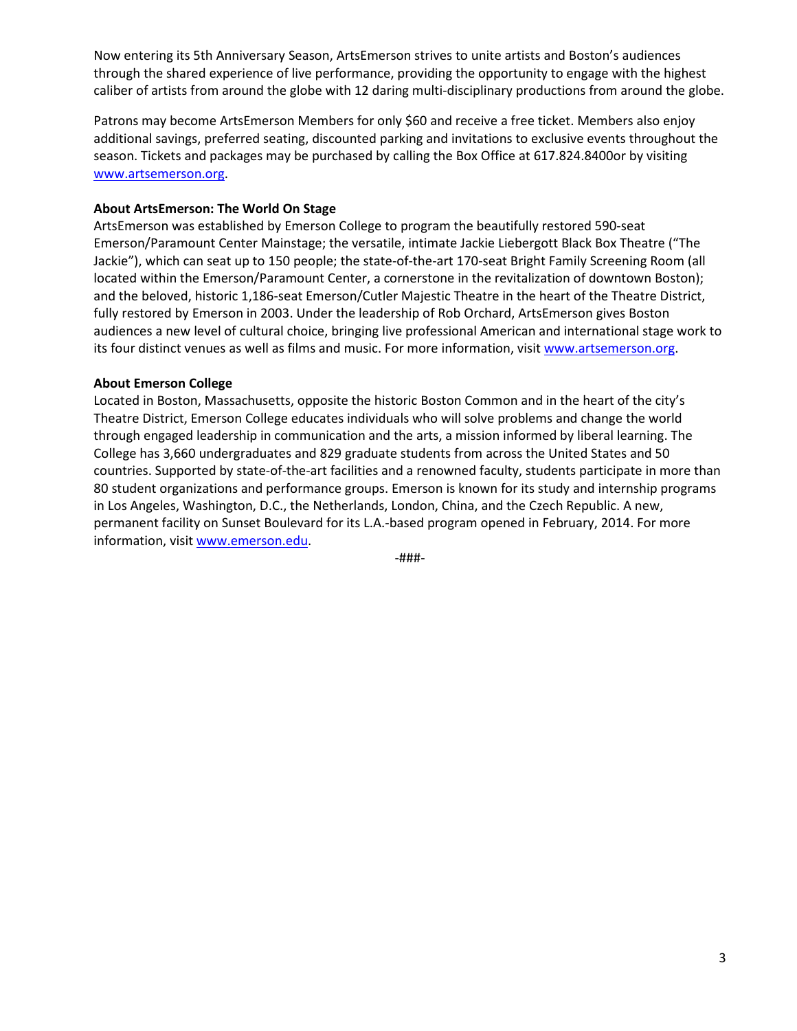Now entering its 5th Anniversary Season, ArtsEmerson strives to unite artists and Boston's audiences through the shared experience of live performance, providing the opportunity to engage with the highest caliber of artists from around the globe with 12 daring multi-disciplinary productions from around the globe.

Patrons may become ArtsEmerson Members for only $60 and receive a free ticket. Members also enjoy additional savings, preferred seating, discounted parking and invitations to exclusive events throughout the season. Tickets and packages may be purchased by calling the Box Office at 617.824.8400or by visiting [www.artsemerson.org](http://www.artsemerson.org).

**About ArtsEmerson: The World On Stage**
ArtsEmerson was established by Emerson College to program the beautifully restored 590-seat Emerson/Paramount Center Mainstage; the versatile, intimate Jackie Liebergott Black Box Theatre ("The Jackie"), which can seat up to 150 people; the state-of-the-art 170-seat Bright Family Screening Room (all located within the Emerson/Paramount Center, a cornerstone in the revitalization of downtown Boston); and the beloved, historic 1,186-seat Emerson/Cutler Majestic Theatre in the heart of the Theatre District, fully restored by Emerson in 2003. Under the leadership of Rob Orchard, ArtsEmerson gives Boston audiences a new level of cultural choice, bringing live professional American and international stage work to its four distinct venues as well as films and music. For more information, visit [www.artsemerson.org](http://www.artsemerson.org).

**About Emerson College**
Located in Boston, Massachusetts, opposite the historic Boston Common and in the heart of the city's Theatre District, Emerson College educates individuals who will solve problems and change the world through engaged leadership in communication and the arts, a mission informed by liberal learning. The College has 3,660 undergraduates and 829 graduate students from across the United States and 50 countries. Supported by state-of-the-art facilities and a renowned faculty, students participate in more than 80 student organizations and performance groups. Emerson is known for its study and internship programs in Los Angeles, Washington, D.C., the Netherlands, London, China, and the Czech Republic. A new, permanent facility on Sunset Boulevard for its L.A.-based program opened in February, 2014. For more information, visit [www.emerson.edu](http://www.emerson.edu).

-###-